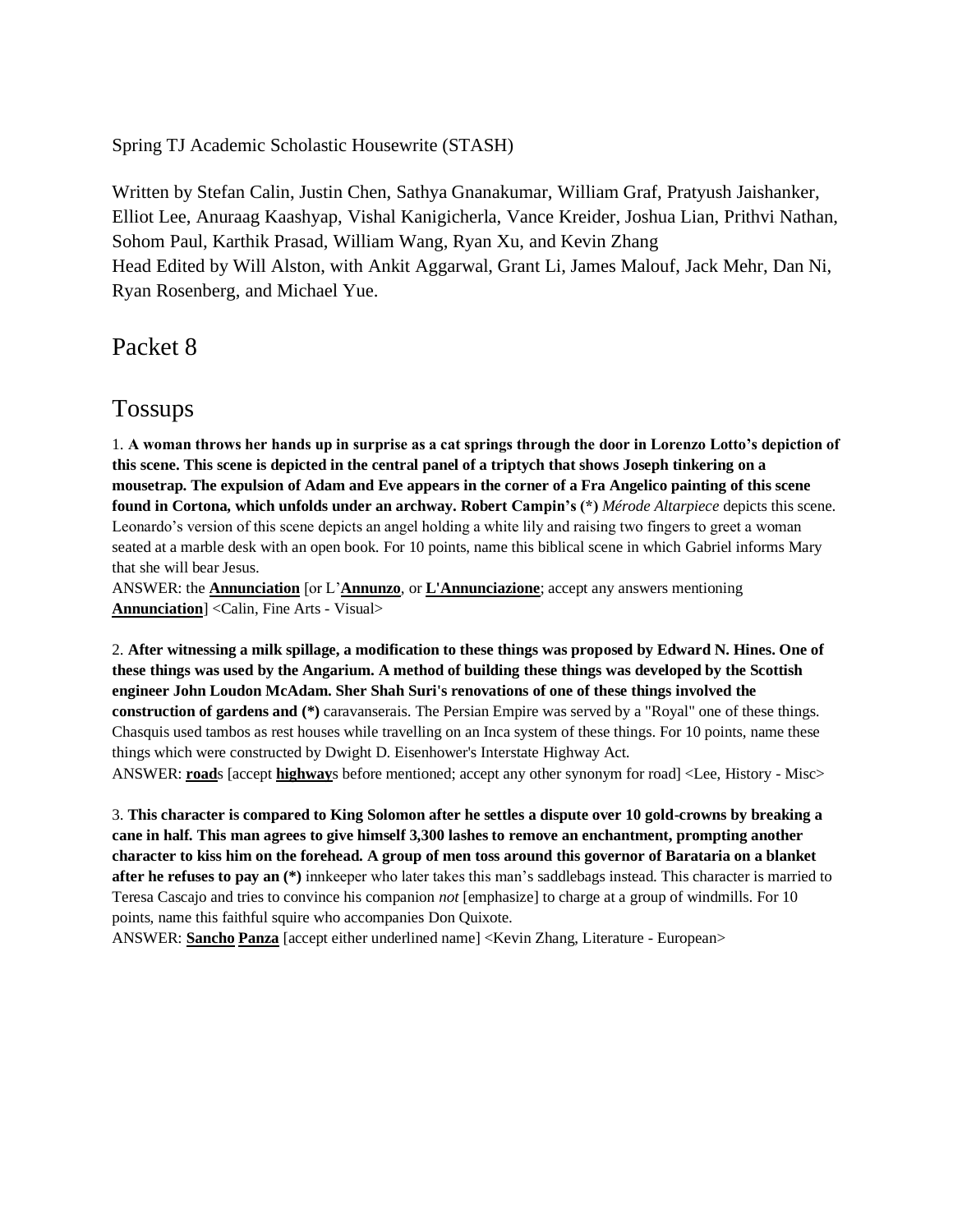Spring TJ Academic Scholastic Housewrite (STASH)

Written by Stefan Calin, Justin Chen, Sathya Gnanakumar, William Graf, Pratyush Jaishanker, Elliot Lee, Anuraag Kaashyap, Vishal Kanigicherla, Vance Kreider, Joshua Lian, Prithvi Nathan, Sohom Paul, Karthik Prasad, William Wang, Ryan Xu, and Kevin Zhang
Head Edited by Will Alston, with Ankit Aggarwal, Grant Li, James Malouf, Jack Mehr, Dan Ni, Ryan Rosenberg, and Michael Yue.

# Packet 8

## Tossups

1. **A woman throws her hands up in surprise as a cat springs through the door in Lorenzo Lotto's depiction of this scene. This scene is depicted in the central panel of a triptych that shows Joseph tinkering on a mousetrap. The expulsion of Adam and Eve appears in the corner of a Fra Angelico painting of this scene found in Cortona, which unfolds under an archway. Robert Campin's (*)** *Mérode Altarpiece* depicts this scene. Leonardo's version of this scene depicts an angel holding a white lily and raising two fingers to greet a woman seated at a marble desk with an open book. For 10 points, name this biblical scene in which Gabriel informs Mary that she will bear Jesus.
ANSWER: the **Annunciation** [or L'**Annunzo**, or **L'Annunciazione**; accept any answers mentioning **Annunciation**] <Calin, Fine Arts - Visual>

2. **After witnessing a milk spillage, a modification to these things was proposed by Edward N. Hines. One of these things was used by the Angarium. A method of building these things was developed by the Scottish engineer John Loudon McAdam. Sher Shah Suri's renovations of one of these things involved the construction of gardens and (*)** caravanserais. The Persian Empire was served by a "Royal" one of these things. Chasquis used tambos as rest houses while travelling on an Inca system of these things. For 10 points, name these things which were constructed by Dwight D. Eisenhower's Interstate Highway Act.
ANSWER: **road**s [accept **highway**s before mentioned; accept any other synonym for road] <Lee, History - Misc>

3. **This character is compared to King Solomon after he settles a dispute over 10 gold-crowns by breaking a cane in half. This man agrees to give himself 3,300 lashes to remove an enchantment, prompting another character to kiss him on the forehead. A group of men toss around this governor of Barataria on a blanket after he refuses to pay an (*)** innkeeper who later takes this man's saddlebags instead. This character is married to Teresa Cascajo and tries to convince his companion *not* [emphasize] to charge at a group of windmills. For 10 points, name this faithful squire who accompanies Don Quixote.
ANSWER: **Sancho** **Panza** [accept either underlined name] <Kevin Zhang, Literature - European>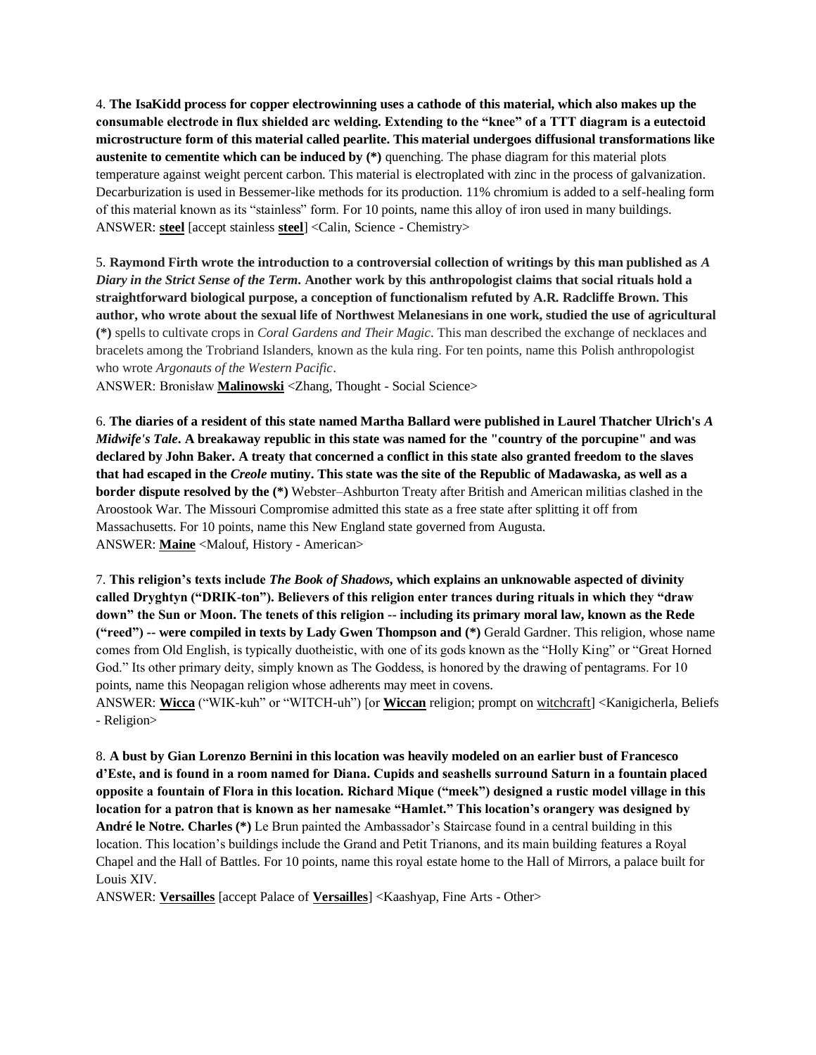4. **The IsaKidd process for copper electrowinning uses a cathode of this material, which also makes up the consumable electrode in flux shielded arc welding. Extending to the "knee" of a TTT diagram is a eutectoid microstructure form of this material called pearlite. This material undergoes diffusional transformations like austenite to cementite which can be induced by (*)** quenching. The phase diagram for this material plots temperature against weight percent carbon. This material is electroplated with zinc in the process of galvanization. Decarburization is used in Bessemer-like methods for its production. 11% chromium is added to a self-healing form of this material known as its "stainless" form. For 10 points, name this alloy of iron used in many buildings.
ANSWER: **steel** [accept stainless **steel**] <Calin, Science - Chemistry>

5. **Raymond Firth wrote the introduction to a controversial collection of writings by this man published as *A Diary in the Strict Sense of the Term*. Another work by this anthropologist claims that social rituals hold a straightforward biological purpose, a conception of functionalism refuted by A.R. Radcliffe Brown. This author, who wrote about the sexual life of Northwest Melanesians in one work, studied the use of agricultural (*)** spells to cultivate crops in *Coral Gardens and Their Magic*. This man described the exchange of necklaces and bracelets among the Trobriand Islanders, known as the kula ring. For ten points, name this Polish anthropologist who wrote *Argonauts of the Western Pacific*.
ANSWER: Bronisław **Malinowski** <Zhang, Thought - Social Science>

6. **The diaries of a resident of this state named Martha Ballard were published in Laurel Thatcher Ulrich's *A Midwife's Tale*. A breakaway republic in this state was named for the "country of the porcupine" and was declared by John Baker. A treaty that concerned a conflict in this state also granted freedom to the slaves that had escaped in the *Creole* mutiny. This state was the site of the Republic of Madawaska, as well as a border dispute resolved by the (*)** Webster–Ashburton Treaty after British and American militias clashed in the Aroostook War. The Missouri Compromise admitted this state as a free state after splitting it off from Massachusetts. For 10 points, name this New England state governed from Augusta.
ANSWER: **Maine** <Malouf, History - American>

7. **This religion's texts include *The Book of Shadows*, which explains an unknowable aspected of divinity called Dryghtyn ("DRIK-ton"). Believers of this religion enter trances during rituals in which they "draw down" the Sun or Moon. The tenets of this religion -- including its primary moral law, known as the Rede ("reed") -- were compiled in texts by Lady Gwen Thompson and (*)** Gerald Gardner. This religion, whose name comes from Old English, is typically duotheistic, with one of its gods known as the "Holly King" or "Great Horned God." Its other primary deity, simply known as The Goddess, is honored by the drawing of pentagrams. For 10 points, name this Neopagan religion whose adherents may meet in covens.
ANSWER: **Wicca** ("WIK-kuh" or "WITCH-uh") [or **Wiccan** religion; prompt on witchcraft] <Kanigicherla, Beliefs - Religion>

8. **A bust by Gian Lorenzo Bernini in this location was heavily modeled on an earlier bust of Francesco d'Este, and is found in a room named for Diana. Cupids and seashells surround Saturn in a fountain placed opposite a fountain of Flora in this location. Richard Mique ("meek") designed a rustic model village in this location for a patron that is known as her namesake "Hamlet." This location's orangery was designed by André le Notre. Charles (*)** Le Brun painted the Ambassador's Staircase found in a central building in this location. This location's buildings include the Grand and Petit Trianons, and its main building features a Royal Chapel and the Hall of Battles. For 10 points, name this royal estate home to the Hall of Mirrors, a palace built for Louis XIV.
ANSWER: **Versailles** [accept Palace of **Versailles**] <Kaashyap, Fine Arts - Other>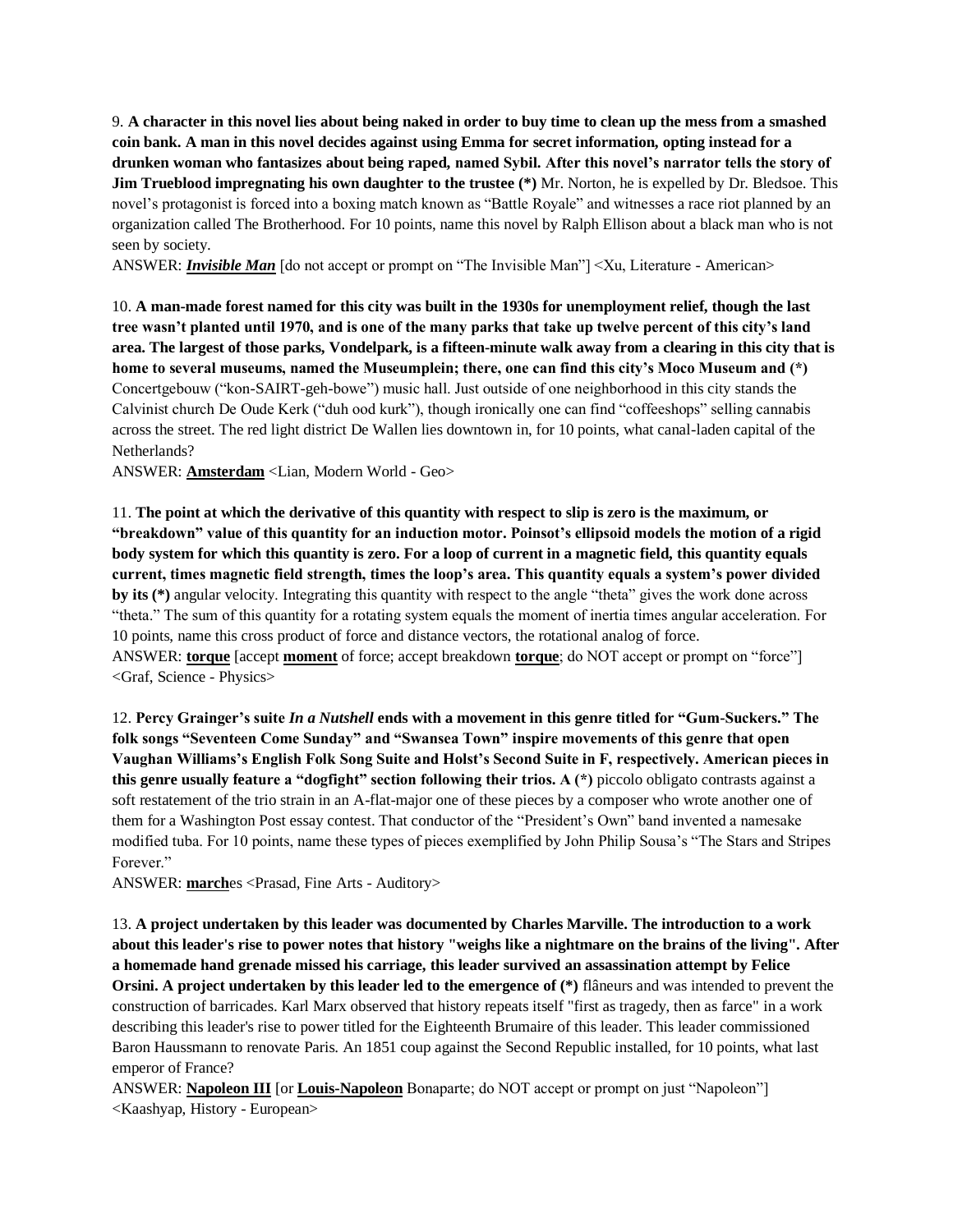9. **A character in this novel lies about being naked in order to buy time to clean up the mess from a smashed coin bank. A man in this novel decides against using Emma for secret information, opting instead for a drunken woman who fantasizes about being raped, named Sybil. After this novel's narrator tells the story of Jim Trueblood impregnating his own daughter to the trustee (*)** Mr. Norton, he is expelled by Dr. Bledsoe. This novel's protagonist is forced into a boxing match known as "Battle Royale" and witnesses a race riot planned by an organization called The Brotherhood. For 10 points, name this novel by Ralph Ellison about a black man who is not seen by society.
ANSWER: ***Invisible Man*** [do not accept or prompt on "The Invisible Man"] <Xu, Literature - American>

10. **A man-made forest named for this city was built in the 1930s for unemployment relief, though the last tree wasn't planted until 1970, and is one of the many parks that take up twelve percent of this city's land area. The largest of those parks, Vondelpark, is a fifteen-minute walk away from a clearing in this city that is home to several museums, named the Museumplein; there, one can find this city's Moco Museum and (*)** Concertgebouw ("kon-SAIRT-geh-bowe") music hall. Just outside of one neighborhood in this city stands the Calvinist church De Oude Kerk ("duh ood kurk"), though ironically one can find "coffeeshops" selling cannabis across the street. The red light district De Wallen lies downtown in, for 10 points, what canal-laden capital of the Netherlands?
ANSWER: **Amsterdam** <Lian, Modern World - Geo>

11. **The point at which the derivative of this quantity with respect to slip is zero is the maximum, or "breakdown" value of this quantity for an induction motor. Poinsot's ellipsoid models the motion of a rigid body system for which this quantity is zero. For a loop of current in a magnetic field, this quantity equals current, times magnetic field strength, times the loop's area. This quantity equals a system's power divided by its (*)** angular velocity. Integrating this quantity with respect to the angle "theta" gives the work done across "theta." The sum of this quantity for a rotating system equals the moment of inertia times angular acceleration. For 10 points, name this cross product of force and distance vectors, the rotational analog of force.
ANSWER: **torque** [accept **moment** of force; accept breakdown **torque**; do NOT accept or prompt on "force"] <Graf, Science - Physics>

12. **Percy Grainger's suite *In a Nutshell* ends with a movement in this genre titled for "Gum-Suckers." The folk songs "Seventeen Come Sunday" and "Swansea Town" inspire movements of this genre that open Vaughan Williams's English Folk Song Suite and Holst's Second Suite in F, respectively. American pieces in this genre usually feature a "dogfight" section following their trios. A (*)** piccolo obligato contrasts against a soft restatement of the trio strain in an A-flat-major one of these pieces by a composer who wrote another one of them for a Washington Post essay contest. That conductor of the "President's Own" band invented a namesake modified tuba. For 10 points, name these types of pieces exemplified by John Philip Sousa's "The Stars and Stripes Forever."
ANSWER: **march**es <Prasad, Fine Arts - Auditory>

13. **A project undertaken by this leader was documented by Charles Marville. The introduction to a work about this leader's rise to power notes that history "weighs like a nightmare on the brains of the living". After a homemade hand grenade missed his carriage, this leader survived an assassination attempt by Felice Orsini. A project undertaken by this leader led to the emergence of (*)** flâneurs and was intended to prevent the construction of barricades. Karl Marx observed that history repeats itself "first as tragedy, then as farce" in a work describing this leader's rise to power titled for the Eighteenth Brumaire of this leader. This leader commissioned Baron Haussmann to renovate Paris. An 1851 coup against the Second Republic installed, for 10 points, what last emperor of France?
ANSWER: **Napoleon III** [or **Louis-Napoleon** Bonaparte; do NOT accept or prompt on just "Napoleon"] <Kaashyap, History - European>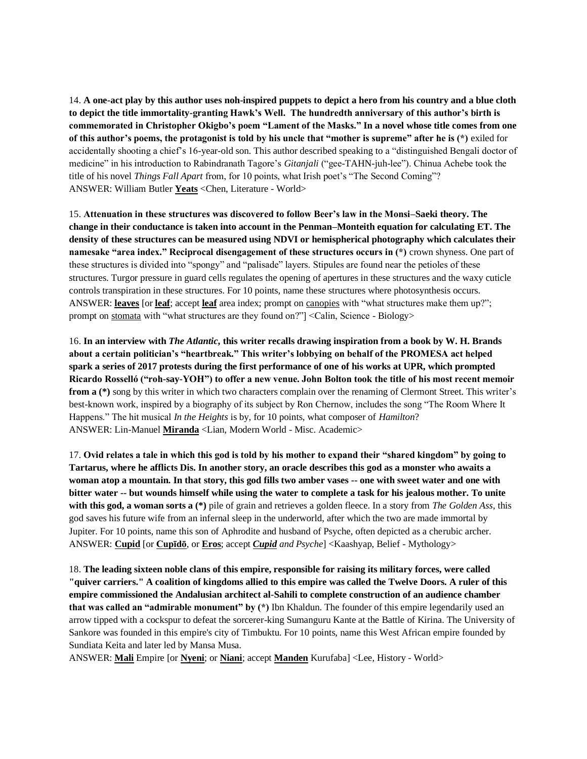14. **A one-act play by this author uses noh-inspired puppets to depict a hero from his country and a blue cloth to depict the title immortality-granting Hawk's Well. The hundredth anniversary of this author's birth is commemorated in Christopher Okigbo's poem "Lament of the Masks." In a novel whose title comes from one of this author's poems, the protagonist is told by his uncle that "mother is supreme" after he is (*)** exiled for accidentally shooting a chief's 16-year-old son. This author described speaking to a "distinguished Bengali doctor of medicine" in his introduction to Rabindranath Tagore's *Gitanjali* ("gee-TAHN-juh-lee"). Chinua Achebe took the title of his novel *Things Fall Apart* from, for 10 points, what Irish poet's "The Second Coming"?
ANSWER: William Butler **Yeats** <Chen, Literature - World>

15. **Attenuation in these structures was discovered to follow Beer's law in the Monsi–Saeki theory. The change in their conductance is taken into account in the Penman–Monteith equation for calculating ET. The density of these structures can be measured using NDVI or hemispherical photography which calculates their namesake "area index." Reciprocal disengagement of these structures occurs in (*)** crown shyness. One part of these structures is divided into "spongy" and "palisade" layers. Stipules are found near the petioles of these structures. Turgor pressure in guard cells regulates the opening of apertures in these structures and the waxy cuticle controls transpiration in these structures. For 10 points, name these structures where photosynthesis occurs.
ANSWER: **leaves** [or **leaf**; accept **leaf** area index; prompt on canopies with "what structures make them up?"; prompt on stomata with "what structures are they found on?"] <Calin, Science - Biology>

16. **In an interview with *The Atlantic*, this writer recalls drawing inspiration from a book by W. H. Brands about a certain politician's "heartbreak." This writer's lobbying on behalf of the PROMESA act helped spark a series of 2017 protests during the first performance of one of his works at UPR, which prompted Ricardo Rosselló ("roh-say-YOH") to offer a new venue. John Bolton took the title of his most recent memoir from a (*)** song by this writer in which two characters complain over the renaming of Clermont Street. This writer's best-known work, inspired by a biography of its subject by Ron Chernow, includes the song "The Room Where It Happens." The hit musical *In the Heights* is by, for 10 points, what composer of *Hamilton*?
ANSWER: Lin-Manuel **Miranda** <Lian, Modern World - Misc. Academic>

17. **Ovid relates a tale in which this god is told by his mother to expand their "shared kingdom" by going to Tartarus, where he afflicts Dis. In another story, an oracle describes this god as a monster who awaits a woman atop a mountain. In that story, this god fills two amber vases -- one with sweet water and one with bitter water -- but wounds himself while using the water to complete a task for his jealous mother. To unite with this god, a woman sorts a (*)** pile of grain and retrieves a golden fleece. In a story from *The Golden Ass*, this god saves his future wife from an infernal sleep in the underworld, after which the two are made immortal by Jupiter. For 10 points, name this son of Aphrodite and husband of Psyche, often depicted as a cherubic archer.
ANSWER: **Cupid** [or **Cupīdō**, or **Eros**; accept ***Cupid** and Psyche*] <Kaashyap, Belief - Mythology>

18. **The leading sixteen noble clans of this empire, responsible for raising its military forces, were called "quiver carriers." A coalition of kingdoms allied to this empire was called the Twelve Doors. A ruler of this empire commissioned the Andalusian architect al-Sahili to complete construction of an audience chamber that was called an "admirable monument" by (*)** Ibn Khaldun. The founder of this empire legendarily used an arrow tipped with a cockspur to defeat the sorcerer-king Sumanguru Kante at the Battle of Kirina. The University of Sankore was founded in this empire's city of Timbuktu. For 10 points, name this West African empire founded by Sundiata Keita and later led by Mansa Musa.
ANSWER: **Mali** Empire [or **Nyeni**; or **Niani**; accept **Manden** Kurufaba] <Lee, History - World>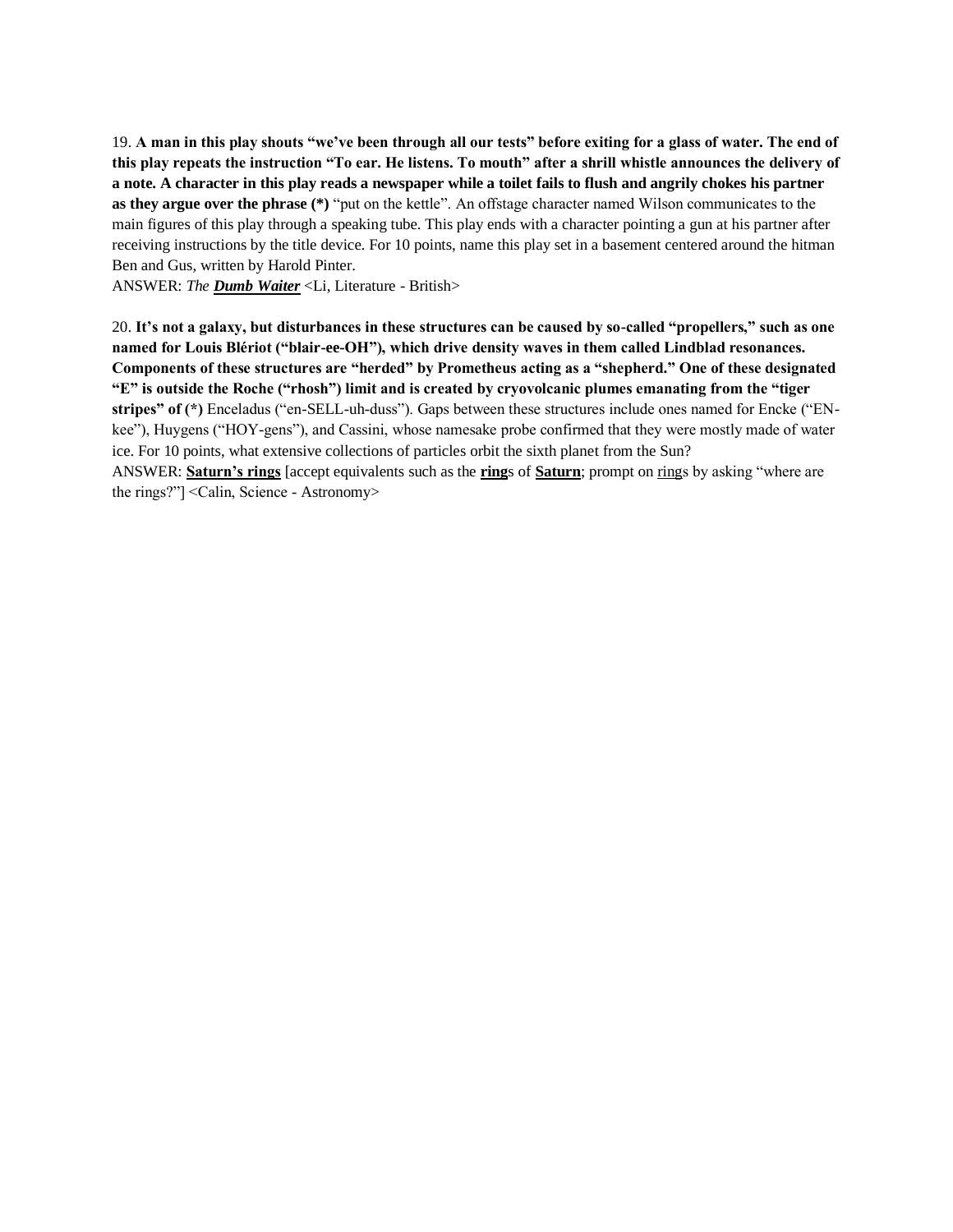19. **A man in this play shouts "we've been through all our tests" before exiting for a glass of water. The end of this play repeats the instruction "To ear. He listens. To mouth" after a shrill whistle announces the delivery of a note. A character in this play reads a newspaper while a toilet fails to flush and angrily chokes his partner as they argue over the phrase (*)** "put on the kettle". An offstage character named Wilson communicates to the main figures of this play through a speaking tube. This play ends with a character pointing a gun at his partner after receiving instructions by the title device. For 10 points, name this play set in a basement centered around the hitman Ben and Gus, written by Harold Pinter.
ANSWER: *The* ***Dumb Waiter*** <Li, Literature - British>

20. **It's not a galaxy, but disturbances in these structures can be caused by so-called "propellers," such as one named for Louis Blériot ("blair-ee-OH"), which drive density waves in them called Lindblad resonances. Components of these structures are "herded" by Prometheus acting as a "shepherd." One of these designated "E" is outside the Roche ("rhosh") limit and is created by cryovolcanic plumes emanating from the "tiger stripes" of (*)** Enceladus ("en-SELL-uh-duss"). Gaps between these structures include ones named for Encke ("EN-kee"), Huygens ("HOY-gens"), and Cassini, whose namesake probe confirmed that they were mostly made of water ice. For 10 points, what extensive collections of particles orbit the sixth planet from the Sun?
ANSWER: **Saturn's rings** [accept equivalents such as the **ring**s of **Saturn**; prompt on rings by asking "where are the rings?"] <Calin, Science - Astronomy>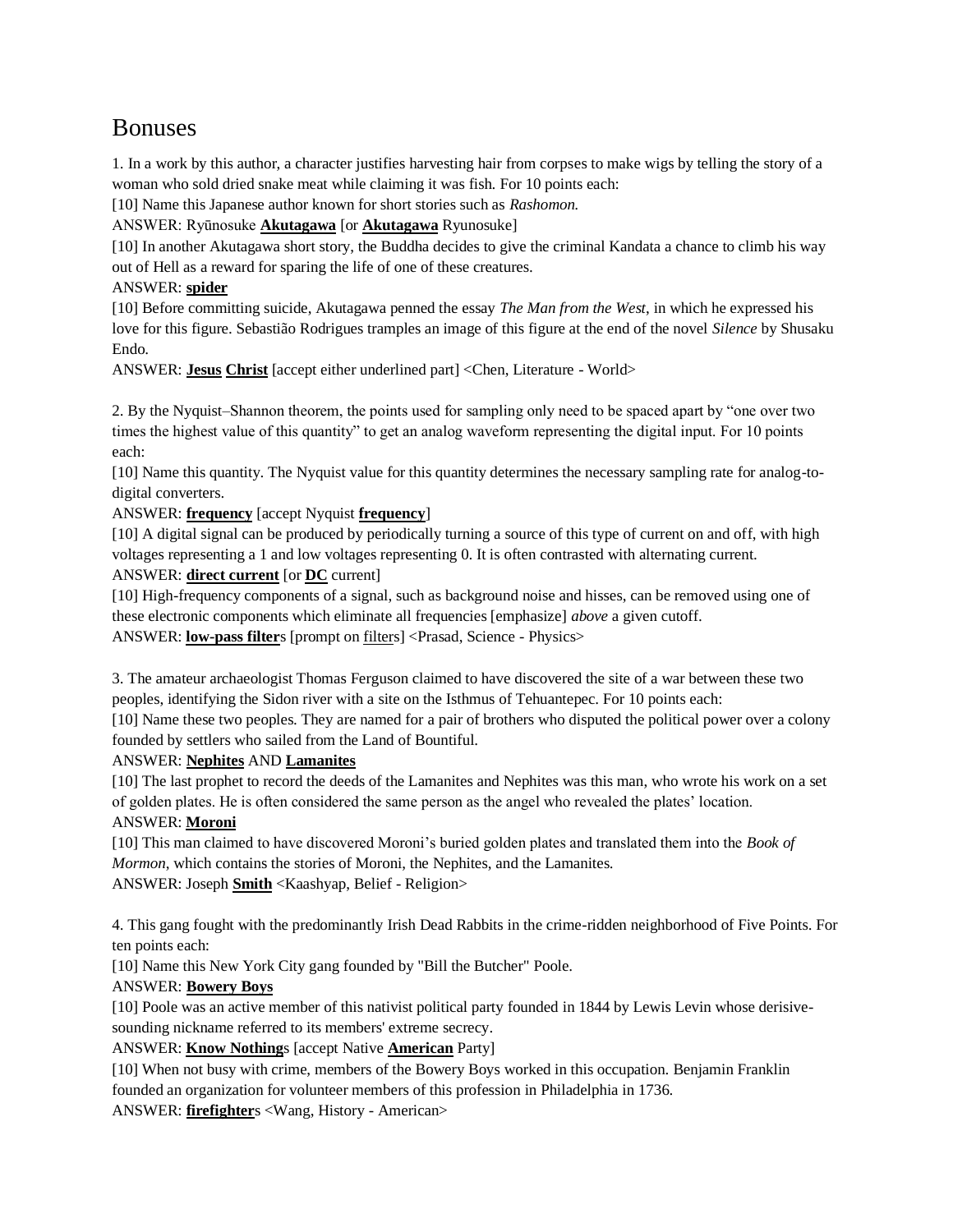# Bonuses

1. In a work by this author, a character justifies harvesting hair from corpses to make wigs by telling the story of a woman who sold dried snake meat while claiming it was fish. For 10 points each:

[10] Name this Japanese author known for short stories such as *Rashomon.*

ANSWER: Ryūnosuke **Akutagawa** [or **Akutagawa** Ryunosuke]

[10] In another Akutagawa short story, the Buddha decides to give the criminal Kandata a chance to climb his way out of Hell as a reward for sparing the life of one of these creatures.

ANSWER: **spider**

[10] Before committing suicide, Akutagawa penned the essay *The Man from the West*, in which he expressed his love for this figure. Sebastião Rodrigues tramples an image of this figure at the end of the novel *Silence* by Shusaku Endo.

ANSWER: **Jesus** **Christ** [accept either underlined part] <Chen, Literature - World>

2. By the Nyquist–Shannon theorem, the points used for sampling only need to be spaced apart by "one over two times the highest value of this quantity" to get an analog waveform representing the digital input. For 10 points each:

[10] Name this quantity. The Nyquist value for this quantity determines the necessary sampling rate for analog-to-digital converters.

ANSWER: **frequency** [accept Nyquist **frequency**]

[10] A digital signal can be produced by periodically turning a source of this type of current on and off, with high voltages representing a 1 and low voltages representing 0. It is often contrasted with alternating current.

ANSWER: **direct current** [or **DC** current]

[10] High-frequency components of a signal, such as background noise and hisses, can be removed using one of these electronic components which eliminate all frequencies [emphasize] *above* a given cutoff.

ANSWER: **low-pass filter**s [prompt on filters] <Prasad, Science - Physics>

3. The amateur archaeologist Thomas Ferguson claimed to have discovered the site of a war between these two peoples, identifying the Sidon river with a site on the Isthmus of Tehuantepec. For 10 points each:

[10] Name these two peoples. They are named for a pair of brothers who disputed the political power over a colony founded by settlers who sailed from the Land of Bountiful.

ANSWER: **Nephites** AND **Lamanites**

[10] The last prophet to record the deeds of the Lamanites and Nephites was this man, who wrote his work on a set of golden plates. He is often considered the same person as the angel who revealed the plates' location.

ANSWER: **Moroni**

[10] This man claimed to have discovered Moroni's buried golden plates and translated them into the *Book of Mormon*, which contains the stories of Moroni, the Nephites, and the Lamanites.

ANSWER: Joseph **Smith** <Kaashyap, Belief - Religion>

4. This gang fought with the predominantly Irish Dead Rabbits in the crime-ridden neighborhood of Five Points. For ten points each:

[10] Name this New York City gang founded by "Bill the Butcher" Poole.

ANSWER: **Bowery Boys**

[10] Poole was an active member of this nativist political party founded in 1844 by Lewis Levin whose derisive-sounding nickname referred to its members' extreme secrecy.

ANSWER: **Know Nothing**s [accept Native **American** Party]

[10] When not busy with crime, members of the Bowery Boys worked in this occupation. Benjamin Franklin founded an organization for volunteer members of this profession in Philadelphia in 1736.

ANSWER: **firefighter**s <Wang, History - American>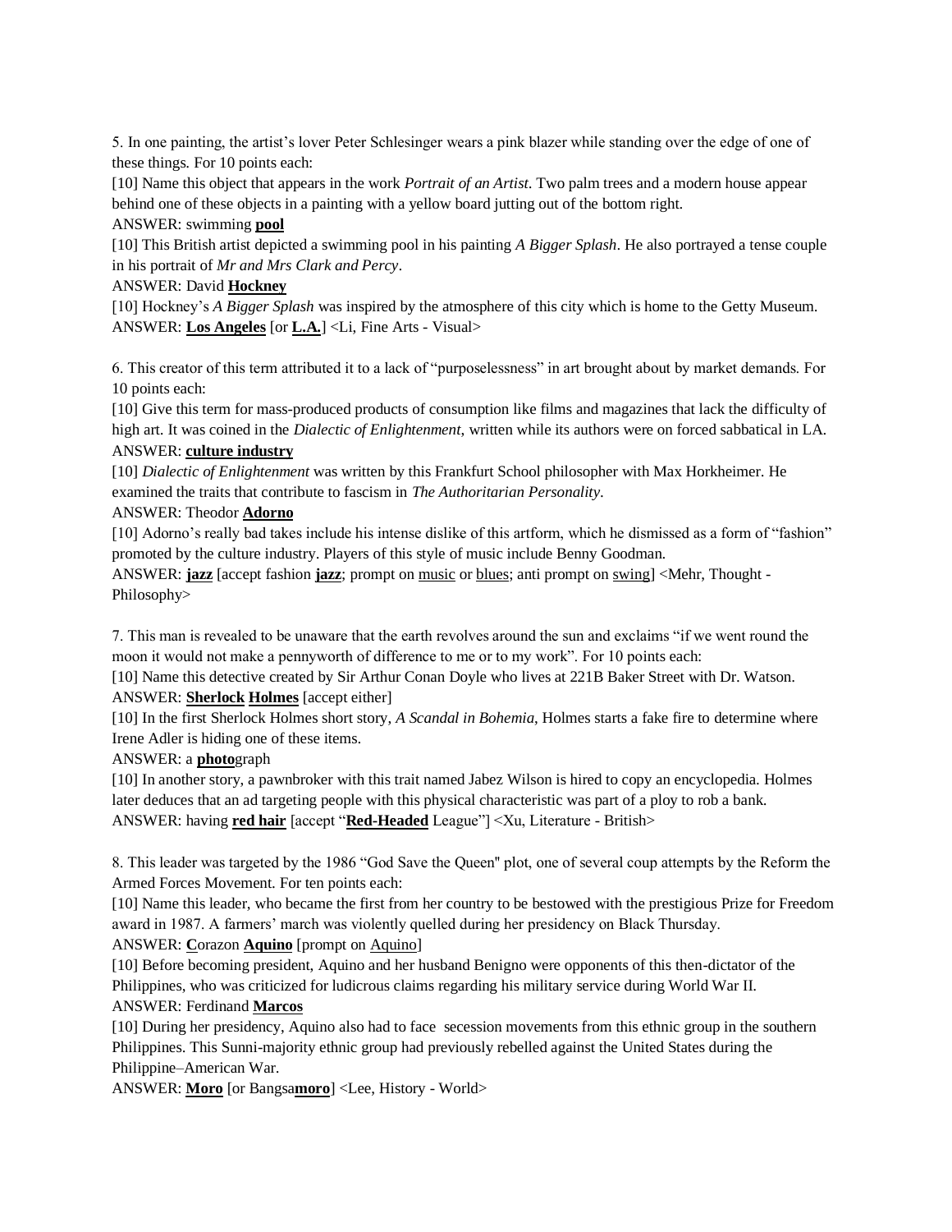5. In one painting, the artist's lover Peter Schlesinger wears a pink blazer while standing over the edge of one of these things. For 10 points each:

[10] Name this object that appears in the work *Portrait of an Artist*. Two palm trees and a modern house appear behind one of these objects in a painting with a yellow board jutting out of the bottom right.

ANSWER: swimming **pool**

[10] This British artist depicted a swimming pool in his painting *A Bigger Splash*. He also portrayed a tense couple in his portrait of *Mr and Mrs Clark and Percy*.

ANSWER: David **Hockney**

[10] Hockney's *A Bigger Splash* was inspired by the atmosphere of this city which is home to the Getty Museum.

ANSWER: **Los Angeles** [or **L.A.**] <Li, Fine Arts - Visual>

6. This creator of this term attributed it to a lack of "purposelessness" in art brought about by market demands. For 10 points each:

[10] Give this term for mass-produced products of consumption like films and magazines that lack the difficulty of high art. It was coined in the *Dialectic of Enlightenment*, written while its authors were on forced sabbatical in LA.

ANSWER: **culture industry**

[10] *Dialectic of Enlightenment* was written by this Frankfurt School philosopher with Max Horkheimer. He examined the traits that contribute to fascism in *The Authoritarian Personality*.

ANSWER: Theodor **Adorno**

[10] Adorno's really bad takes include his intense dislike of this artform, which he dismissed as a form of "fashion" promoted by the culture industry. Players of this style of music include Benny Goodman.

ANSWER: **jazz** [accept fashion **jazz**; prompt on music or blues; anti prompt on swing] <Mehr, Thought - Philosophy>

7. This man is revealed to be unaware that the earth revolves around the sun and exclaims "if we went round the moon it would not make a pennyworth of difference to me or to my work". For 10 points each:

[10] Name this detective created by Sir Arthur Conan Doyle who lives at 221B Baker Street with Dr. Watson.

ANSWER: **Sherlock** **Holmes** [accept either]

[10] In the first Sherlock Holmes short story, *A Scandal in Bohemia*, Holmes starts a fake fire to determine where Irene Adler is hiding one of these items.

ANSWER: a **photo**graph

[10] In another story, a pawnbroker with this trait named Jabez Wilson is hired to copy an encyclopedia. Holmes later deduces that an ad targeting people with this physical characteristic was part of a ploy to rob a bank.

ANSWER: having **red hair** [accept "**Red-Headed** League"] <Xu, Literature - British>

8. This leader was targeted by the 1986 "God Save the Queen" plot, one of several coup attempts by the Reform the Armed Forces Movement. For ten points each:

[10] Name this leader, who became the first from her country to be bestowed with the prestigious Prize for Freedom award in 1987. A farmers' march was violently quelled during her presidency on Black Thursday.

ANSWER: **C**orazon **Aquino** [prompt on Aquino]

[10] Before becoming president, Aquino and her husband Benigno were opponents of this then-dictator of the Philippines, who was criticized for ludicrous claims regarding his military service during World War II.

ANSWER: Ferdinand **Marcos**

[10] During her presidency, Aquino also had to face secession movements from this ethnic group in the southern Philippines. This Sunni-majority ethnic group had previously rebelled against the United States during the Philippine–American War.

ANSWER: **Moro** [or Bangsa**moro**] <Lee, History - World>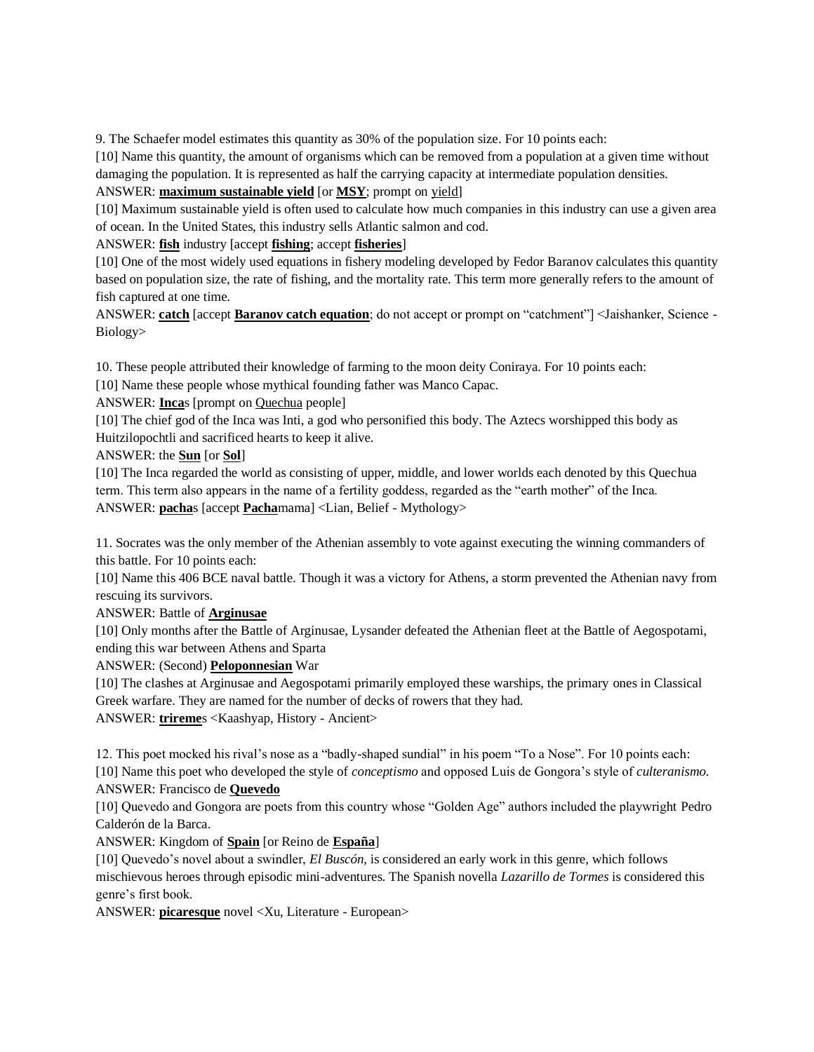9. The Schaefer model estimates this quantity as 30% of the population size. For 10 points each:

[10] Name this quantity, the amount of organisms which can be removed from a population at a given time without damaging the population. It is represented as half the carrying capacity at intermediate population densities.

ANSWER: **maximum sustainable yield** [or **MSY**; prompt on yield]

[10] Maximum sustainable yield is often used to calculate how much companies in this industry can use a given area of ocean. In the United States, this industry sells Atlantic salmon and cod.

ANSWER: **fish** industry [accept **fishing**; accept **fisheries**]

[10] One of the most widely used equations in fishery modeling developed by Fedor Baranov calculates this quantity based on population size, the rate of fishing, and the mortality rate. This term more generally refers to the amount of fish captured at one time.

ANSWER: **catch** [accept **Baranov catch equation**; do not accept or prompt on "catchment"] <Jaishanker, Science - Biology>

10. These people attributed their knowledge of farming to the moon deity Coniraya. For 10 points each:

[10] Name these people whose mythical founding father was Manco Capac.

ANSWER: **Inca**s [prompt on Quechua people]

[10] The chief god of the Inca was Inti, a god who personified this body. The Aztecs worshipped this body as Huitzilopochtli and sacrificed hearts to keep it alive.

ANSWER: the **Sun** [or **Sol**]

[10] The Inca regarded the world as consisting of upper, middle, and lower worlds each denoted by this Quechua term. This term also appears in the name of a fertility goddess, regarded as the "earth mother" of the Inca.

ANSWER: **pacha**s [accept **Pacha**mama] <Lian, Belief - Mythology>

11. Socrates was the only member of the Athenian assembly to vote against executing the winning commanders of this battle. For 10 points each:

[10] Name this 406 BCE naval battle. Though it was a victory for Athens, a storm prevented the Athenian navy from rescuing its survivors.

ANSWER: Battle of **Arginusae**

[10] Only months after the Battle of Arginusae, Lysander defeated the Athenian fleet at the Battle of Aegospotami, ending this war between Athens and Sparta

ANSWER: (Second) **Peloponnesian** War

[10] The clashes at Arginusae and Aegospotami primarily employed these warships, the primary ones in Classical Greek warfare. They are named for the number of decks of rowers that they had.

ANSWER: **trireme**s <Kaashyap, History - Ancient>

12. This poet mocked his rival's nose as a "badly-shaped sundial" in his poem "To a Nose". For 10 points each:

[10] Name this poet who developed the style of *conceptismo* and opposed Luis de Gongora's style of *culteranismo.*

ANSWER: Francisco de **Quevedo**

[10] Quevedo and Gongora are poets from this country whose "Golden Age" authors included the playwright Pedro Calderón de la Barca.

ANSWER: Kingdom of **Spain** [or Reino de **España**]

[10] Quevedo's novel about a swindler, *El Buscón*, is considered an early work in this genre, which follows mischievous heroes through episodic mini-adventures. The Spanish novella *Lazarillo de Tormes* is considered this genre's first book.

ANSWER: **picaresque** novel <Xu, Literature - European>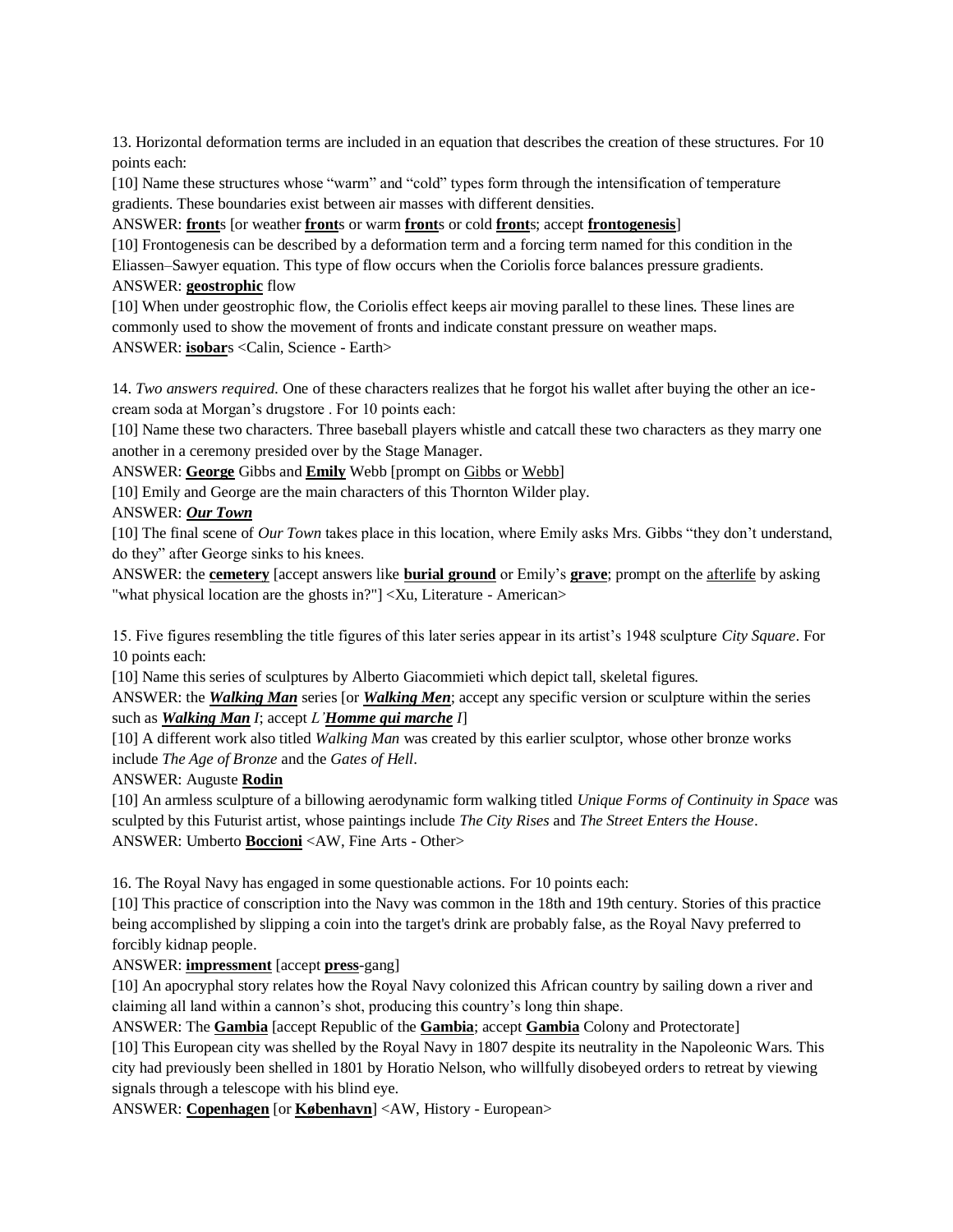13. Horizontal deformation terms are included in an equation that describes the creation of these structures. For 10 points each:

[10] Name these structures whose "warm" and "cold" types form through the intensification of temperature gradients. These boundaries exist between air masses with different densities.

ANSWER: **front**s [or weather **front**s or warm **front**s or cold **front**s; accept **frontogenesis**]

[10] Frontogenesis can be described by a deformation term and a forcing term named for this condition in the Eliassen–Sawyer equation. This type of flow occurs when the Coriolis force balances pressure gradients.

ANSWER: **geostrophic** flow

[10] When under geostrophic flow, the Coriolis effect keeps air moving parallel to these lines. These lines are commonly used to show the movement of fronts and indicate constant pressure on weather maps.

ANSWER: **isobar**s <Calin, Science - Earth>

14. *Two answers required.* One of these characters realizes that he forgot his wallet after buying the other an ice-cream soda at Morgan's drugstore . For 10 points each:

[10] Name these two characters. Three baseball players whistle and catcall these two characters as they marry one another in a ceremony presided over by the Stage Manager.

ANSWER: **George** Gibbs and **Emily** Webb [prompt on Gibbs or Webb]

[10] Emily and George are the main characters of this Thornton Wilder play.

ANSWER: ***Our Town***

[10] The final scene of *Our Town* takes place in this location, where Emily asks Mrs. Gibbs "they don't understand, do they" after George sinks to his knees.

ANSWER: the **cemetery** [accept answers like **burial ground** or Emily's **grave**; prompt on the afterlife by asking "what physical location are the ghosts in?"] <Xu, Literature - American>

15. Five figures resembling the title figures of this later series appear in its artist's 1948 sculpture *City Square*. For 10 points each:

[10] Name this series of sculptures by Alberto Giacommieti which depict tall, skeletal figures.

ANSWER: the ***Walking Man*** series [or ***Walking Men***; accept any specific version or sculpture within the series such as ***Walking Man*** *I*; accept *L'****Homme qui marche*** *I*]

[10] A different work also titled *Walking Man* was created by this earlier sculptor, whose other bronze works include *The Age of Bronze* and the *Gates of Hell*.

ANSWER: Auguste **Rodin**

[10] An armless sculpture of a billowing aerodynamic form walking titled *Unique Forms of Continuity in Space* was sculpted by this Futurist artist, whose paintings include *The City Rises* and *The Street Enters the House*.

ANSWER: Umberto **Boccioni** <AW, Fine Arts - Other>

16. The Royal Navy has engaged in some questionable actions. For 10 points each:

[10] This practice of conscription into the Navy was common in the 18th and 19th century. Stories of this practice being accomplished by slipping a coin into the target's drink are probably false, as the Royal Navy preferred to forcibly kidnap people.

ANSWER: **impressment** [accept **press**-gang]

[10] An apocryphal story relates how the Royal Navy colonized this African country by sailing down a river and claiming all land within a cannon's shot, producing this country's long thin shape.

ANSWER: The **Gambia** [accept Republic of the **Gambia**; accept **Gambia** Colony and Protectorate]

[10] This European city was shelled by the Royal Navy in 1807 despite its neutrality in the Napoleonic Wars. This city had previously been shelled in 1801 by Horatio Nelson, who willfully disobeyed orders to retreat by viewing signals through a telescope with his blind eye.

ANSWER: **Copenhagen** [or **København**] <AW, History - European>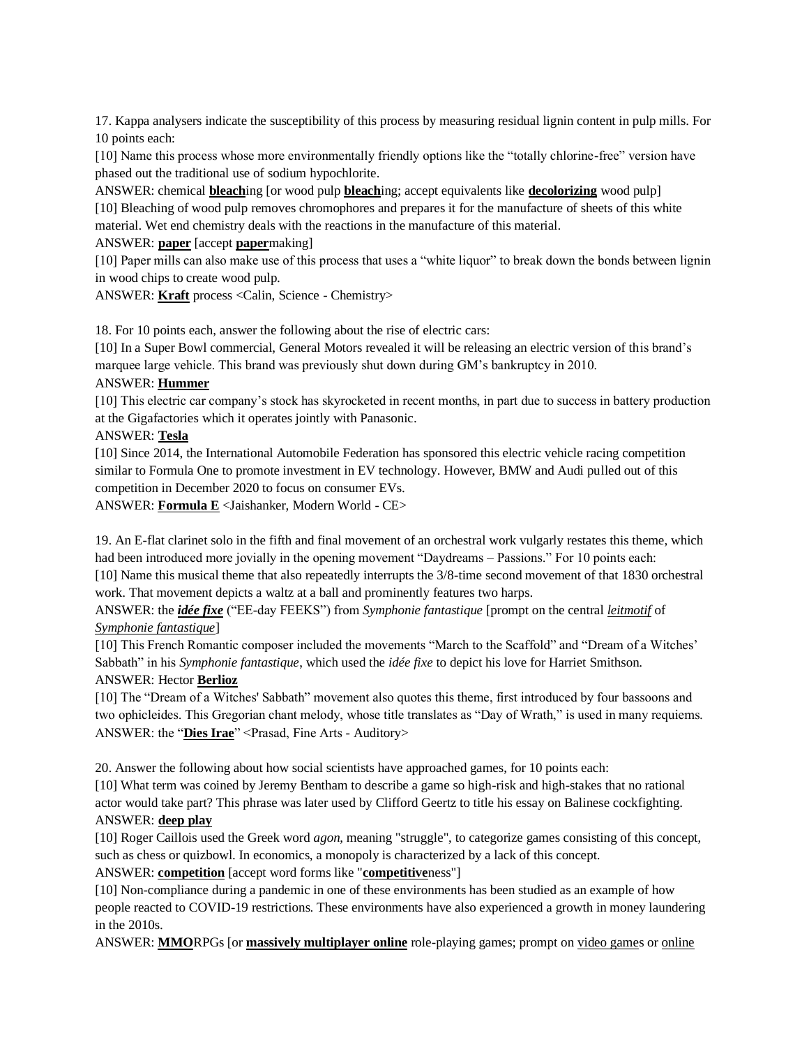17. Kappa analysers indicate the susceptibility of this process by measuring residual lignin content in pulp mills. For 10 points each:

[10] Name this process whose more environmentally friendly options like the "totally chlorine-free" version have phased out the traditional use of sodium hypochlorite.

ANSWER: chemical **bleach**ing [or wood pulp **bleach**ing; accept equivalents like **decolorizing** wood pulp]

[10] Bleaching of wood pulp removes chromophores and prepares it for the manufacture of sheets of this white material. Wet end chemistry deals with the reactions in the manufacture of this material.

ANSWER: **paper** [accept **paper**making]

[10] Paper mills can also make use of this process that uses a "white liquor" to break down the bonds between lignin in wood chips to create wood pulp.

ANSWER: **Kraft** process <Calin, Science - Chemistry>

18. For 10 points each, answer the following about the rise of electric cars:

[10] In a Super Bowl commercial, General Motors revealed it will be releasing an electric version of this brand's marquee large vehicle. This brand was previously shut down during GM's bankruptcy in 2010.

ANSWER: **Hummer**

[10] This electric car company's stock has skyrocketed in recent months, in part due to success in battery production at the Gigafactories which it operates jointly with Panasonic.

ANSWER: **Tesla**

[10] Since 2014, the International Automobile Federation has sponsored this electric vehicle racing competition similar to Formula One to promote investment in EV technology. However, BMW and Audi pulled out of this competition in December 2020 to focus on consumer EVs.

ANSWER: **Formula E** <Jaishanker, Modern World - CE>

19. An E-flat clarinet solo in the fifth and final movement of an orchestral work vulgarly restates this theme, which had been introduced more jovially in the opening movement "Daydreams – Passions." For 10 points each:

[10] Name this musical theme that also repeatedly interrupts the 3/8-time second movement of that 1830 orchestral work. That movement depicts a waltz at a ball and prominently features two harps.

ANSWER: the ***idée fixe*** ("EE-day FEEKS") from *Symphonie fantastique* [prompt on the central *leitmotif* of *Symphonie fantastique*]

[10] This French Romantic composer included the movements "March to the Scaffold" and "Dream of a Witches' Sabbath" in his *Symphonie fantastique*, which used the *idée fixe* to depict his love for Harriet Smithson.

ANSWER: Hector **Berlioz**

[10] The "Dream of a Witches' Sabbath" movement also quotes this theme, first introduced by four bassoons and two ophicleides. This Gregorian chant melody, whose title translates as "Day of Wrath," is used in many requiems.

ANSWER: the "**Dies Irae**" <Prasad, Fine Arts - Auditory>

20. Answer the following about how social scientists have approached games, for 10 points each:

[10] What term was coined by Jeremy Bentham to describe a game so high-risk and high-stakes that no rational actor would take part? This phrase was later used by Clifford Geertz to title his essay on Balinese cockfighting.

ANSWER: **deep play**

[10] Roger Caillois used the Greek word *agon*, meaning "struggle", to categorize games consisting of this concept, such as chess or quizbowl. In economics, a monopoly is characterized by a lack of this concept.

ANSWER: **competition** [accept word forms like "**competitive**ness"]

[10] Non-compliance during a pandemic in one of these environments has been studied as an example of how people reacted to COVID-19 restrictions. These environments have also experienced a growth in money laundering in the 2010s.

ANSWER: **MMO**RPGs [or **massively multiplayer online** role-playing games; prompt on video games or online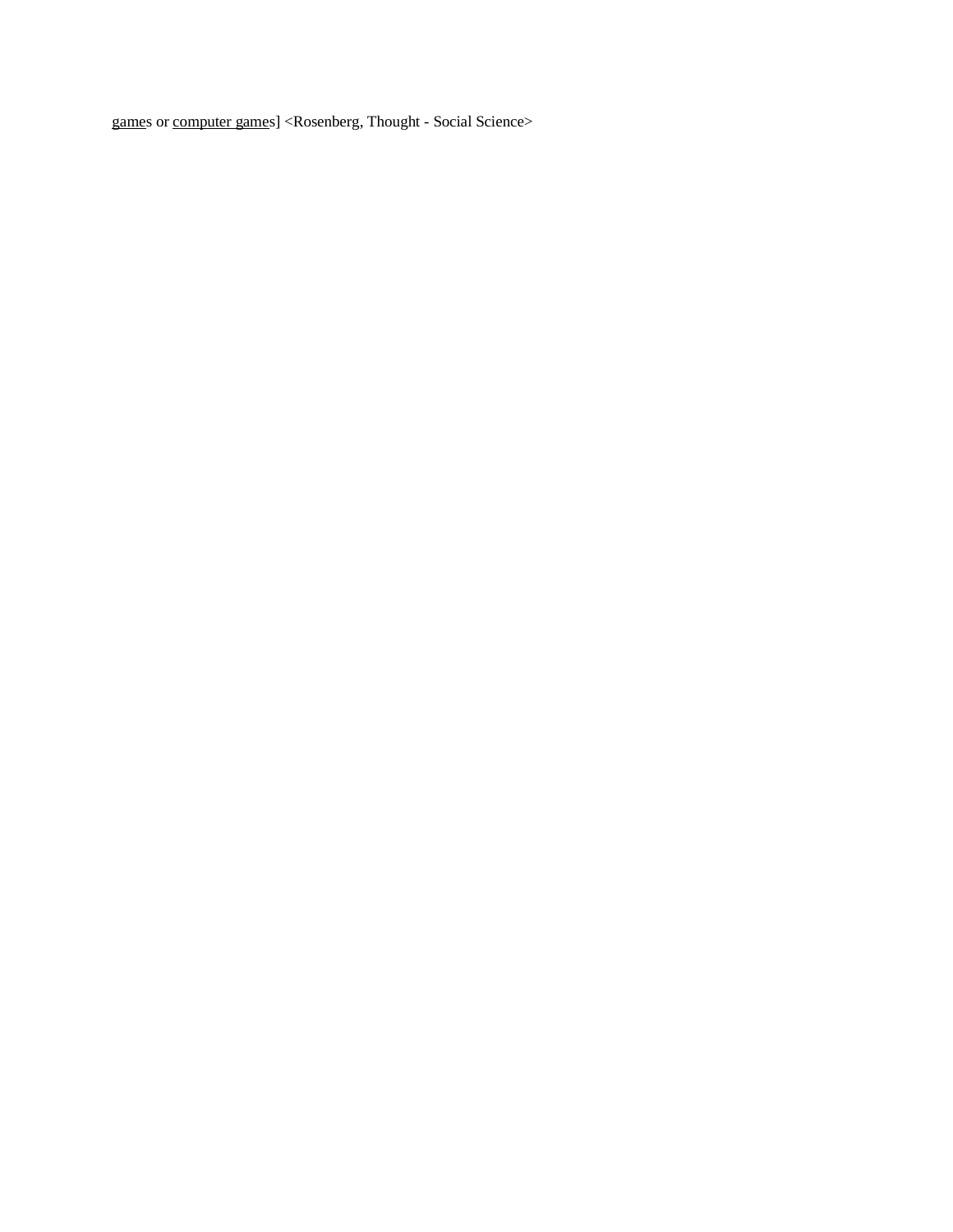games or computer games] <Rosenberg, Thought - Social Science>